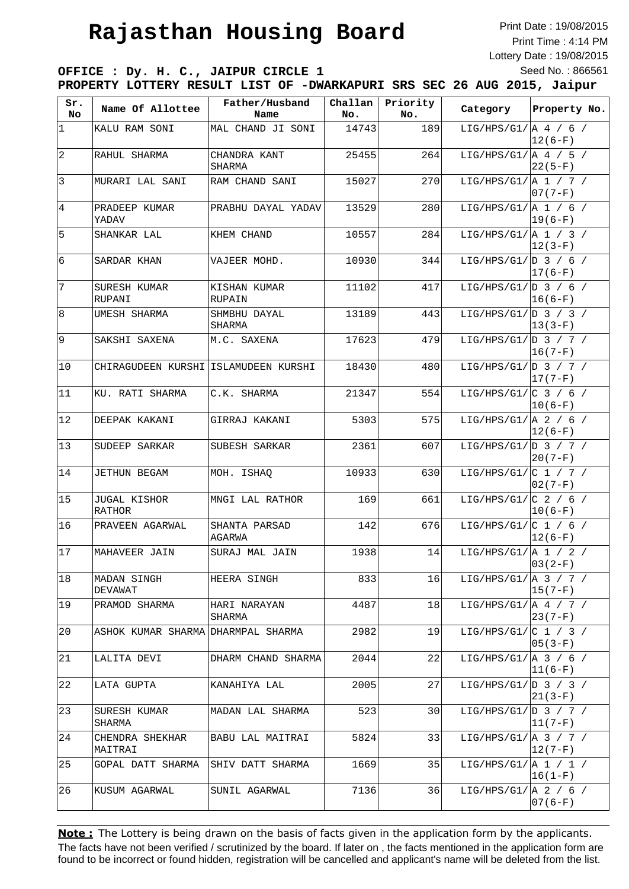# Rajasthan Housing Board

Print Date : 19/08/2015
Print Time : 4:14 PM
Lottery Date : 19/08/2015
Seed No. : 866561

**OFFICE : Dy. H. C., JAIPUR CIRCLE 1**

**PROPERTY LOTTERY RESULT LIST OF -DWARKAPURI SRS SEC 26 AUG 2015, Jaipur**

| Sr. No | Name Of Allottee | Father/Husband Name | Challan No. | Priority No. | Category | Property No. |
|---|---|---|---|---|---|---|
| 1 | KALU RAM SONI | MAL CHAND JI SONI | 14743 | 189 | LIG/HPS/G1/ | A 4 / 6 / 12(6-F) |
| 2 | RAHUL SHARMA | CHANDRA KANT SHARMA | 25455 | 264 | LIG/HPS/G1/ | A 4 / 5 / 22(5-F) |
| 3 | MURARI LAL SANI | RAM CHAND SANI | 15027 | 270 | LIG/HPS/G1/ | A 1 / 7 / 07(7-F) |
| 4 | PRADEEP KUMAR YADAV | PRABHU DAYAL YADAV | 13529 | 280 | LIG/HPS/G1/ | A 1 / 6 / 19(6-F) |
| 5 | SHANKAR LAL | KHEM CHAND | 10557 | 284 | LIG/HPS/G1/ | A 1 / 3 / 12(3-F) |
| 6 | SARDAR KHAN | VAJEER MOHD. | 10930 | 344 | LIG/HPS/G1/ | D 3 / 6 / 17(6-F) |
| 7 | SURESH KUMAR RUPANI | KISHAN KUMAR RUPAIN | 11102 | 417 | LIG/HPS/G1/ | D 3 / 6 / 16(6-F) |
| 8 | UMESH SHARMA | SHMBHU DAYAL SHARMA | 13189 | 443 | LIG/HPS/G1/ | D 3 / 3 / 13(3-F) |
| 9 | SAKSHI SAXENA | M.C. SAXENA | 17623 | 479 | LIG/HPS/G1/ | D 3 / 7 / 16(7-F) |
| 10 | CHIRAGUDEEN KURSHI | ISLAMUDEEN KURSHI | 18430 | 480 | LIG/HPS/G1/ | D 3 / 7 / 17(7-F) |
| 11 | KU. RATI SHARMA | C.K. SHARMA | 21347 | 554 | LIG/HPS/G1/ | C 3 / 6 / 10(6-F) |
| 12 | DEEPAK KAKANI | GIRRAJ KAKANI | 5303 | 575 | LIG/HPS/G1/ | A 2 / 6 / 12(6-F) |
| 13 | SUDEEP SARKAR | SUBESH SARKAR | 2361 | 607 | LIG/HPS/G1/ | D 3 / 7 / 20(7-F) |
| 14 | JETHUN BEGAM | MOH. ISHAQ | 10933 | 630 | LIG/HPS/G1/ | C 1 / 7 / 02(7-F) |
| 15 | JUGAL KISHOR RATHOR | MNGI LAL RATHOR | 169 | 661 | LIG/HPS/G1/ | C 2 / 6 / 10(6-F) |
| 16 | PRAVEEN AGARWAL | SHANTA PARSAD AGARWA | 142 | 676 | LIG/HPS/G1/ | C 1 / 6 / 12(6-F) |
| 17 | MAHAVEER JAIN | SURAJ MAL JAIN | 1938 | 14 | LIG/HPS/G1/ | A 1 / 2 / 03(2-F) |
| 18 | MADAN SINGH DEVAWAT | HEERA SINGH | 833 | 16 | LIG/HPS/G1/ | A 3 / 7 / 15(7-F) |
| 19 | PRAMOD SHARMA | HARI NARAYAN SHARMA | 4487 | 18 | LIG/HPS/G1/ | A 4 / 7 / 23(7-F) |
| 20 | ASHOK KUMAR SHARMA | DHARMPAL SHARMA | 2982 | 19 | LIG/HPS/G1/ | C 1 / 3 / 05(3-F) |
| 21 | LALITA DEVI | DHARM CHAND SHARMA | 2044 | 22 | LIG/HPS/G1/ | A 3 / 6 / 11(6-F) |
| 22 | LATA GUPTA | KANAHIYA LAL | 2005 | 27 | LIG/HPS/G1/ | D 3 / 3 / 21(3-F) |
| 23 | SURESH KUMAR SHARMA | MADAN LAL SHARMA | 523 | 30 | LIG/HPS/G1/ | D 3 / 7 / 11(7-F) |
| 24 | CHENDRA SHEKHAR MAITRAI | BABU LAL MAITRAI | 5824 | 33 | LIG/HPS/G1/ | A 3 / 7 / 12(7-F) |
| 25 | GOPAL DATT SHARMA | SHIV DATT SHARMA | 1669 | 35 | LIG/HPS/G1/ | A 1 / 1 / 16(1-F) |
| 26 | KUSUM AGARWAL | SUNIL AGARWAL | 7136 | 36 | LIG/HPS/G1/ | A 2 / 6 / 07(6-F) |

**Note :** The Lottery is being drawn on the basis of facts given in the application form by the applicants. The facts have not been verified / scrutinized by the board. If later on , the facts mentioned in the application form are found to be incorrect or found hidden, registration will be cancelled and applicant's name will be deleted from the list.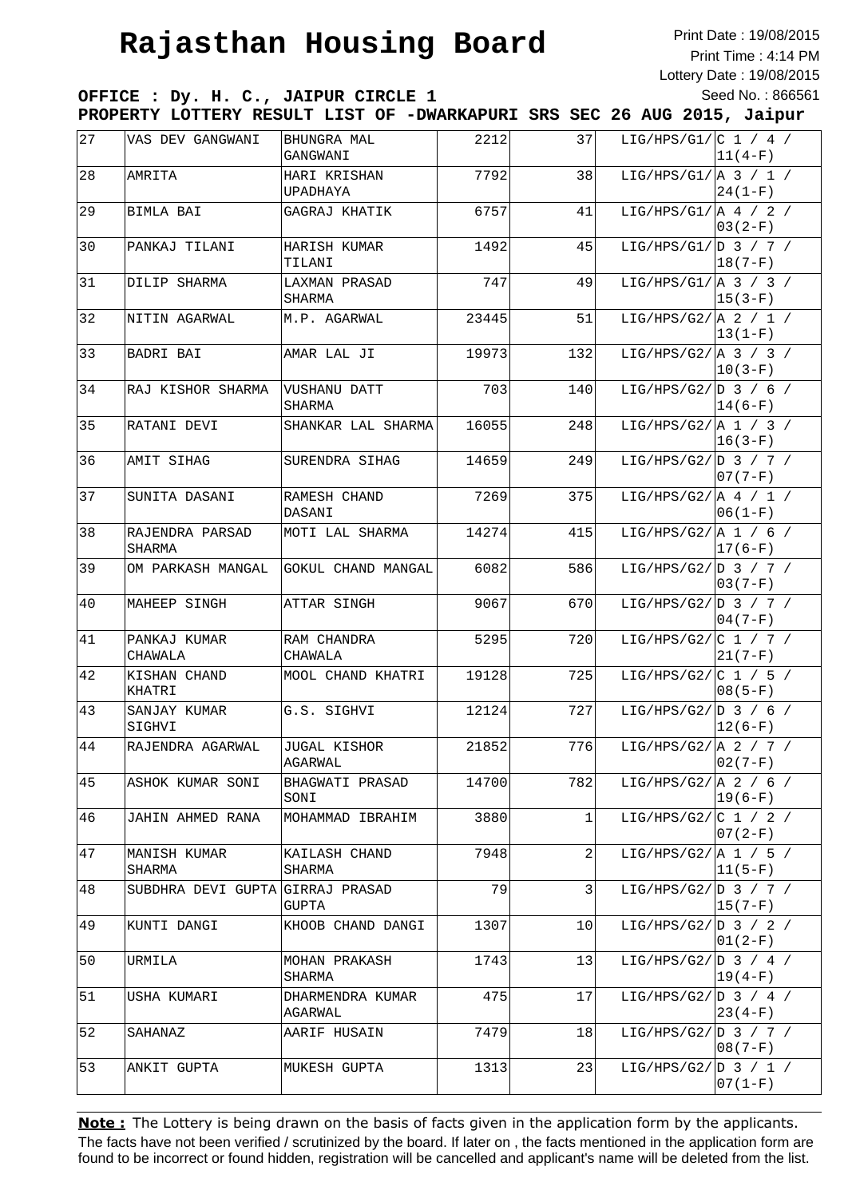# Rajasthan Housing Board

Print Date : 19/08/2015
Print Time : 4:14 PM
Lottery Date : 19/08/2015
Seed No. : 866561

**OFFICE : Dy. H. C., JAIPUR CIRCLE 1**

**PROPERTY LOTTERY RESULT LIST OF -DWARKAPURI SRS SEC 26 AUG 2015, Jaipur**

| | | | | | | |
|---|---|---|---|---|---|---|
| 27 | VAS DEV GANGWANI | BHUNGRA MAL GANGWANI | 2212 | 37 | LIG/HPS/G1/ | C 1 / 4 / 11(4-F) |
| 28 | AMRITA | HARI KRISHAN UPADHAYA | 7792 | 38 | LIG/HPS/G1/ | A 3 / 1 / 24(1-F) |
| 29 | BIMLA BAI | GAGRAJ KHATIK | 6757 | 41 | LIG/HPS/G1/ | A 4 / 2 / 03(2-F) |
| 30 | PANKAJ TILANI | HARISH KUMAR TILANI | 1492 | 45 | LIG/HPS/G1/ | D 3 / 7 / 18(7-F) |
| 31 | DILIP SHARMA | LAXMAN PRASAD SHARMA | 747 | 49 | LIG/HPS/G1/ | A 3 / 3 / 15(3-F) |
| 32 | NITIN AGARWAL | M.P. AGARWAL | 23445 | 51 | LIG/HPS/G2/ | A 2 / 1 / 13(1-F) |
| 33 | BADRI BAI | AMAR LAL JI | 19973 | 132 | LIG/HPS/G2/ | A 3 / 3 / 10(3-F) |
| 34 | RAJ KISHOR SHARMA | VUSHANU DATT SHARMA | 703 | 140 | LIG/HPS/G2/ | D 3 / 6 / 14(6-F) |
| 35 | RATANI DEVI | SHANKAR LAL SHARMA | 16055 | 248 | LIG/HPS/G2/ | A 1 / 3 / 16(3-F) |
| 36 | AMIT SIHAG | SURENDRA SIHAG | 14659 | 249 | LIG/HPS/G2/ | D 3 / 7 / 07(7-F) |
| 37 | SUNITA DASANI | RAMESH CHAND DASANI | 7269 | 375 | LIG/HPS/G2/ | A 4 / 1 / 06(1-F) |
| 38 | RAJENDRA PARSAD SHARMA | MOTI LAL SHARMA | 14274 | 415 | LIG/HPS/G2/ | A 1 / 6 / 17(6-F) |
| 39 | OM PARKASH MANGAL | GOKUL CHAND MANGAL | 6082 | 586 | LIG/HPS/G2/ | D 3 / 7 / 03(7-F) |
| 40 | MAHEEP SINGH | ATTAR SINGH | 9067 | 670 | LIG/HPS/G2/ | D 3 / 7 / 04(7-F) |
| 41 | PANKAJ KUMAR CHAWALA | RAM CHANDRA CHAWALA | 5295 | 720 | LIG/HPS/G2/ | C 1 / 7 / 21(7-F) |
| 42 | KISHAN CHAND KHATRI | MOOL CHAND KHATRI | 19128 | 725 | LIG/HPS/G2/ | C 1 / 5 / 08(5-F) |
| 43 | SANJAY KUMAR SIGHVI | G.S. SIGHVI | 12124 | 727 | LIG/HPS/G2/ | D 3 / 6 / 12(6-F) |
| 44 | RAJENDRA AGARWAL | JUGAL KISHOR AGARWAL | 21852 | 776 | LIG/HPS/G2/ | A 2 / 7 / 02(7-F) |
| 45 | ASHOK KUMAR SONI | BHAGWATI PRASAD SONI | 14700 | 782 | LIG/HPS/G2/ | A 2 / 6 / 19(6-F) |
| 46 | JAHIN AHMED RANA | MOHAMMAD IBRAHIM | 3880 | 1 | LIG/HPS/G2/ | C 1 / 2 / 07(2-F) |
| 47 | MANISH KUMAR SHARMA | KAILASH CHAND SHARMA | 7948 | 2 | LIG/HPS/G2/ | A 1 / 5 / 11(5-F) |
| 48 | SUBDHRA DEVI GUPTA | GIRRAJ PRASAD GUPTA | 79 | 3 | LIG/HPS/G2/ | D 3 / 7 / 15(7-F) |
| 49 | KUNTI DANGI | KHOOB CHAND DANGI | 1307 | 10 | LIG/HPS/G2/ | D 3 / 2 / 01(2-F) |
| 50 | URMILA | MOHAN PRAKASH SHARMA | 1743 | 13 | LIG/HPS/G2/ | D 3 / 4 / 19(4-F) |
| 51 | USHA KUMARI | DHARMENDRA KUMAR AGARWAL | 475 | 17 | LIG/HPS/G2/ | D 3 / 4 / 23(4-F) |
| 52 | SAHANAZ | AARIF HUSAIN | 7479 | 18 | LIG/HPS/G2/ | D 3 / 7 / 08(7-F) |
| 53 | ANKIT GUPTA | MUKESH GUPTA | 1313 | 23 | LIG/HPS/G2/ | D 3 / 1 / 07(1-F) |

**Note :** The Lottery is being drawn on the basis of facts given in the application form by the applicants. The facts have not been verified / scrutinized by the board. If later on , the facts mentioned in the application form are found to be incorrect or found hidden, registration will be cancelled and applicant's name will be deleted from the list.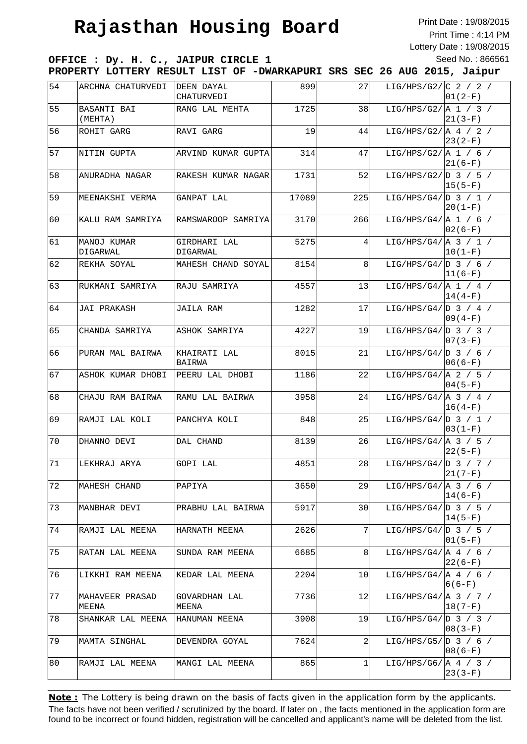# Rajasthan Housing Board

Print Date : 19/08/2015
Print Time : 4:14 PM
Lottery Date : 19/08/2015
Seed No. : 866561

**OFFICE : Dy. H. C., JAIPUR CIRCLE 1**

**PROPERTY LOTTERY RESULT LIST OF -DWARKAPURI SRS SEC 26 AUG 2015, Jaipur**

| | | | | | | |
|---|---|---|---|---|---|---|
| 54 | ARCHNA CHATURVEDI | DEEN DAYAL CHATURVEDI | 899 | 27 | LIG/HPS/G2/ | C 2 / 2 / 01(2-F) |
| 55 | BASANTI BAI (MEHTA) | RANG LAL MEHTA | 1725 | 38 | LIG/HPS/G2/ | A 1 / 3 / 21(3-F) |
| 56 | ROHIT GARG | RAVI GARG | 19 | 44 | LIG/HPS/G2/ | A 4 / 2 / 23(2-F) |
| 57 | NITIN GUPTA | ARVIND KUMAR GUPTA | 314 | 47 | LIG/HPS/G2/ | A 1 / 6 / 21(6-F) |
| 58 | ANURADHA NAGAR | RAKESH KUMAR NAGAR | 1731 | 52 | LIG/HPS/G2/ | D 3 / 5 / 15(5-F) |
| 59 | MEENAKSHI VERMA | GANPAT LAL | 17089 | 225 | LIG/HPS/G4/ | D 3 / 1 / 20(1-F) |
| 60 | KALU RAM SAMRIYA | RAMSWAROOP SAMRIYA | 3170 | 266 | LIG/HPS/G4/ | A 1 / 6 / 02(6-F) |
| 61 | MANOJ KUMAR DIGARWAL | GIRDHARI LAL DIGARWAL | 5275 | 4 | LIG/HPS/G4/ | A 3 / 1 / 10(1-F) |
| 62 | REKHA SOYAL | MAHESH CHAND SOYAL | 8154 | 8 | LIG/HPS/G4/ | D 3 / 6 / 11(6-F) |
| 63 | RUKMANI SAMRIYA | RAJU SAMRIYA | 4557 | 13 | LIG/HPS/G4/ | A 1 / 4 / 14(4-F) |
| 64 | JAI PRAKASH | JAILA RAM | 1282 | 17 | LIG/HPS/G4/ | D 3 / 4 / 09(4-F) |
| 65 | CHANDA SAMRIYA | ASHOK SAMRIYA | 4227 | 19 | LIG/HPS/G4/ | D 3 / 3 / 07(3-F) |
| 66 | PURAN MAL BAIRWA | KHAIRATI LAL BAIRWA | 8015 | 21 | LIG/HPS/G4/ | D 3 / 6 / 06(6-F) |
| 67 | ASHOK KUMAR DHOBI | PEERU LAL DHOBI | 1186 | 22 | LIG/HPS/G4/ | A 2 / 5 / 04(5-F) |
| 68 | CHAJU RAM BAIRWA | RAMU LAL BAIRWA | 3958 | 24 | LIG/HPS/G4/ | A 3 / 4 / 16(4-F) |
| 69 | RAMJI LAL KOLI | PANCHYA KOLI | 848 | 25 | LIG/HPS/G4/ | D 3 / 1 / 03(1-F) |
| 70 | DHANNO DEVI | DAL CHAND | 8139 | 26 | LIG/HPS/G4/ | A 3 / 5 / 22(5-F) |
| 71 | LEKHRAJ ARYA | GOPI LAL | 4851 | 28 | LIG/HPS/G4/ | D 3 / 7 / 21(7-F) |
| 72 | MAHESH CHAND | PAPIYA | 3650 | 29 | LIG/HPS/G4/ | A 3 / 6 / 14(6-F) |
| 73 | MANBHAR DEVI | PRABHU LAL BAIRWA | 5917 | 30 | LIG/HPS/G4/ | D 3 / 5 / 14(5-F) |
| 74 | RAMJI LAL MEENA | HARNATH MEENA | 2626 | 7 | LIG/HPS/G4/ | D 3 / 5 / 01(5-F) |
| 75 | RATAN LAL MEENA | SUNDA RAM MEENA | 6685 | 8 | LIG/HPS/G4/ | A 4 / 6 / 22(6-F) |
| 76 | LIKKHI RAM MEENA | KEDAR LAL MEENA | 2204 | 10 | LIG/HPS/G4/ | A 4 / 6 / 6(6-F) |
| 77 | MAHAVEER PRASAD MEENA | GOVARDHAN LAL MEENA | 7736 | 12 | LIG/HPS/G4/ | A 3 / 7 / 18(7-F) |
| 78 | SHANKAR LAL MEENA | HANUMAN MEENA | 3908 | 19 | LIG/HPS/G4/ | D 3 / 3 / 08(3-F) |
| 79 | MAMTA SINGHAL | DEVENDRA GOYAL | 7624 | 2 | LIG/HPS/G5/ | D 3 / 6 / 08(6-F) |
| 80 | RAMJI LAL MEENA | MANGI LAL MEENA | 865 | 1 | LIG/HPS/G6/ | A 4 / 3 / 23(3-F) |

**Note :** The Lottery is being drawn on the basis of facts given in the application form by the applicants. The facts have not been verified / scrutinized by the board. If later on , the facts mentioned in the application form are found to be incorrect or found hidden, registration will be cancelled and applicant's name will be deleted from the list.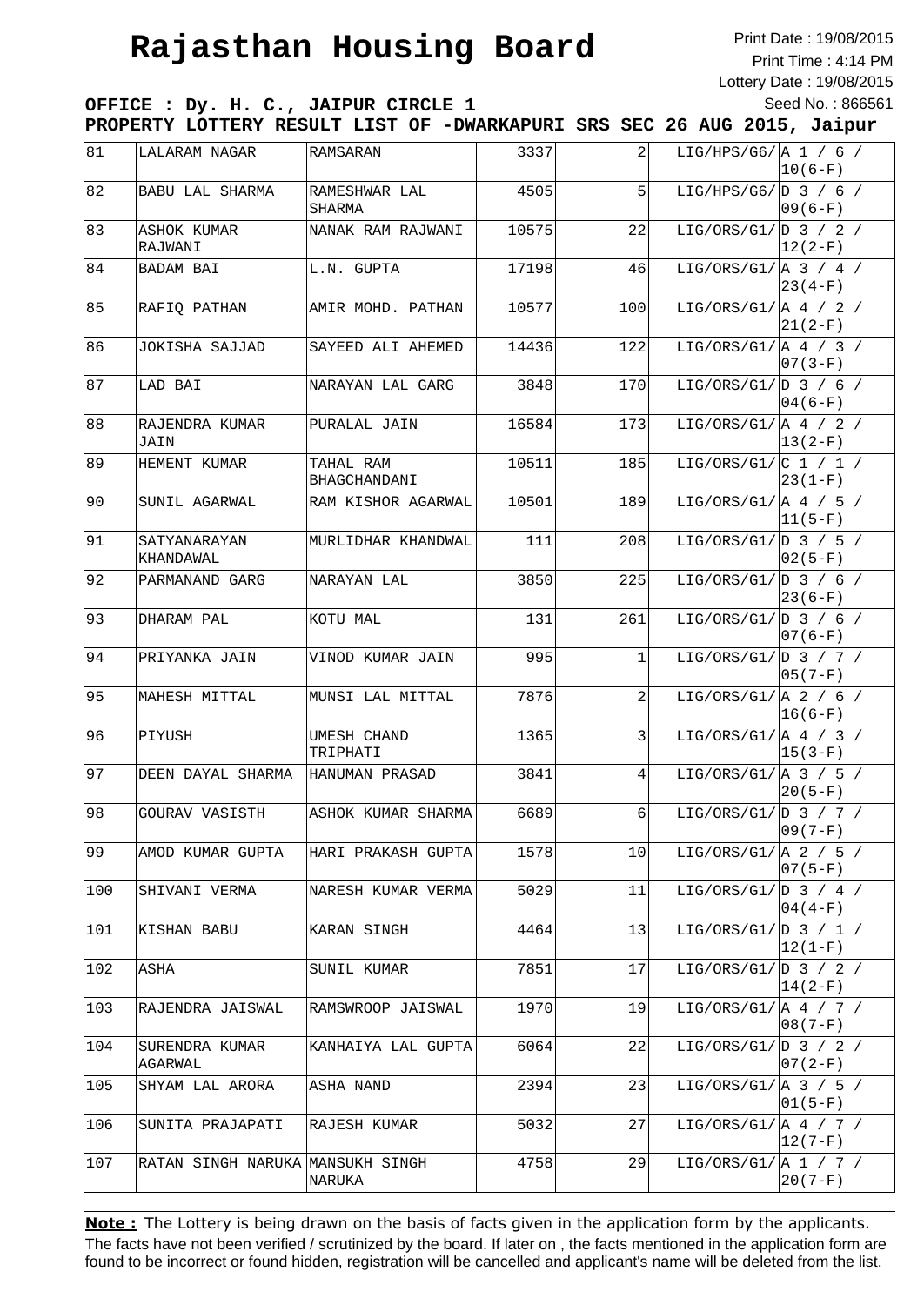# Rajasthan Housing Board

Print Date : 19/08/2015
Print Time : 4:14 PM
Lottery Date : 19/08/2015
Seed No. : 866561

**OFFICE : Dy. H. C., JAIPUR CIRCLE 1**

**PROPERTY LOTTERY RESULT LIST OF -DWARKAPURI SRS SEC 26 AUG 2015, Jaipur**

| | | | | | | |
|---|---|---|---|---|---|---|
| 81 | LALARAM NAGAR | RAMSARAN | 3337 | 2 | LIG/HPS/G6/ | A 1 / 6 / 10(6-F) |
| 82 | BABU LAL SHARMA | RAMESHWAR LAL SHARMA | 4505 | 5 | LIG/HPS/G6/ | D 3 / 6 / 09(6-F) |
| 83 | ASHOK KUMAR RAJWANI | NANAK RAM RAJWANI | 10575 | 22 | LIG/ORS/G1/ | D 3 / 2 / 12(2-F) |
| 84 | BADAM BAI | L.N. GUPTA | 17198 | 46 | LIG/ORS/G1/ | A 3 / 4 / 23(4-F) |
| 85 | RAFIQ PATHAN | AMIR MOHD. PATHAN | 10577 | 100 | LIG/ORS/G1/ | A 4 / 2 / 21(2-F) |
| 86 | JOKISHA SAJJAD | SAYEED ALI AHEMED | 14436 | 122 | LIG/ORS/G1/ | A 4 / 3 / 07(3-F) |
| 87 | LAD BAI | NARAYAN LAL GARG | 3848 | 170 | LIG/ORS/G1/ | D 3 / 6 / 04(6-F) |
| 88 | RAJENDRA KUMAR JAIN | PURALAL JAIN | 16584 | 173 | LIG/ORS/G1/ | A 4 / 2 / 13(2-F) |
| 89 | HEMENT KUMAR | TAHAL RAM BHAGCHANDANI | 10511 | 185 | LIG/ORS/G1/ | C 1 / 1 / 23(1-F) |
| 90 | SUNIL AGARWAL | RAM KISHOR AGARWAL | 10501 | 189 | LIG/ORS/G1/ | A 4 / 5 / 11(5-F) |
| 91 | SATYANARAYAN KHANDAWAL | MURLIDHAR KHANDWAL | 111 | 208 | LIG/ORS/G1/ | D 3 / 5 / 02(5-F) |
| 92 | PARMANAND GARG | NARAYAN LAL | 3850 | 225 | LIG/ORS/G1/ | D 3 / 6 / 23(6-F) |
| 93 | DHARAM PAL | KOTU MAL | 131 | 261 | LIG/ORS/G1/ | D 3 / 6 / 07(6-F) |
| 94 | PRIYANKA JAIN | VINOD KUMAR JAIN | 995 | 1 | LIG/ORS/G1/ | D 3 / 7 / 05(7-F) |
| 95 | MAHESH MITTAL | MUNSI LAL MITTAL | 7876 | 2 | LIG/ORS/G1/ | A 2 / 6 / 16(6-F) |
| 96 | PIYUSH | UMESH CHAND TRIPHATI | 1365 | 3 | LIG/ORS/G1/ | A 4 / 3 / 15(3-F) |
| 97 | DEEN DAYAL SHARMA | HANUMAN PRASAD | 3841 | 4 | LIG/ORS/G1/ | A 3 / 5 / 20(5-F) |
| 98 | GOURAV VASISTH | ASHOK KUMAR SHARMA | 6689 | 6 | LIG/ORS/G1/ | D 3 / 7 / 09(7-F) |
| 99 | AMOD KUMAR GUPTA | HARI PRAKASH GUPTA | 1578 | 10 | LIG/ORS/G1/ | A 2 / 5 / 07(5-F) |
| 100 | SHIVANI VERMA | NARESH KUMAR VERMA | 5029 | 11 | LIG/ORS/G1/ | D 3 / 4 / 04(4-F) |
| 101 | KISHAN BABU | KARAN SINGH | 4464 | 13 | LIG/ORS/G1/ | D 3 / 1 / 12(1-F) |
| 102 | ASHA | SUNIL KUMAR | 7851 | 17 | LIG/ORS/G1/ | D 3 / 2 / 14(2-F) |
| 103 | RAJENDRA JAISWAL | RAMSWROOP JAISWAL | 1970 | 19 | LIG/ORS/G1/ | A 4 / 7 / 08(7-F) |
| 104 | SURENDRA KUMAR AGARWAL | KANHAIYA LAL GUPTA | 6064 | 22 | LIG/ORS/G1/ | D 3 / 2 / 07(2-F) |
| 105 | SHYAM LAL ARORA | ASHA NAND | 2394 | 23 | LIG/ORS/G1/ | A 3 / 5 / 01(5-F) |
| 106 | SUNITA PRAJAPATI | RAJESH KUMAR | 5032 | 27 | LIG/ORS/G1/ | A 4 / 7 / 12(7-F) |
| 107 | RATAN SINGH NARUKA | MANSUKH SINGH NARUKA | 4758 | 29 | LIG/ORS/G1/ | A 1 / 7 / 20(7-F) |

**Note :** The Lottery is being drawn on the basis of facts given in the application form by the applicants. The facts have not been verified / scrutinized by the board. If later on , the facts mentioned in the application form are found to be incorrect or found hidden, registration will be cancelled and applicant's name will be deleted from the list.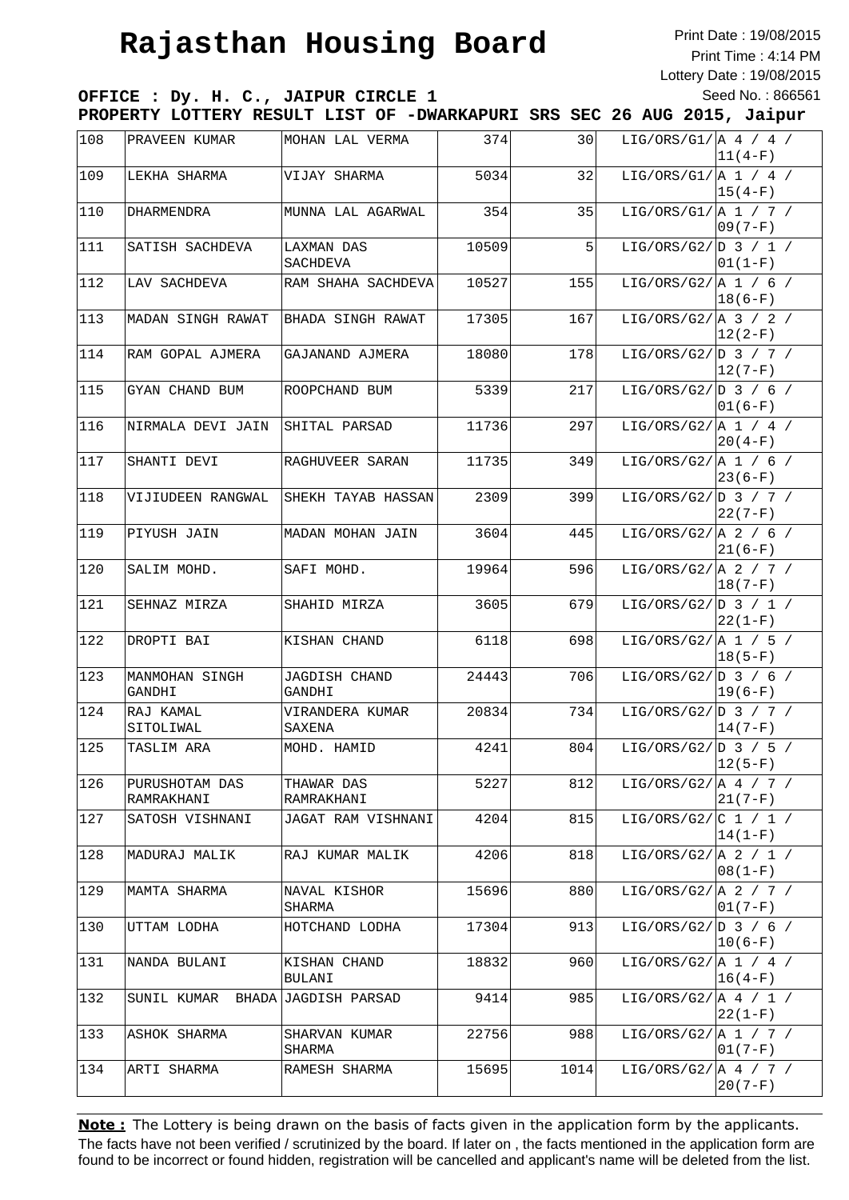# Rajasthan Housing Board

Print Date : 19/08/2015
Print Time : 4:14 PM
Lottery Date : 19/08/2015
Seed No. : 866561

**OFFICE : Dy. H. C., JAIPUR CIRCLE 1**

**PROPERTY LOTTERY RESULT LIST OF -DWARKAPURI SRS SEC 26 AUG 2015, Jaipur**

| | | | | | | |
|---|---|---|---|---|---|---|
| 108 | PRAVEEN KUMAR | MOHAN LAL VERMA | 374 | 30 | LIG/ORS/G1/ | A 4 / 4 / 11(4-F) |
| 109 | LEKHA SHARMA | VIJAY SHARMA | 5034 | 32 | LIG/ORS/G1/ | A 1 / 4 / 15(4-F) |
| 110 | DHARMENDRA | MUNNA LAL AGARWAL | 354 | 35 | LIG/ORS/G1/ | A 1 / 7 / 09(7-F) |
| 111 | SATISH SACHDEVA | LAXMAN DAS SACHDEVA | 10509 | 5 | LIG/ORS/G2/ | D 3 / 1 / 01(1-F) |
| 112 | LAV SACHDEVA | RAM SHAHA SACHDEVA | 10527 | 155 | LIG/ORS/G2/ | A 1 / 6 / 18(6-F) |
| 113 | MADAN SINGH RAWAT | BHADA SINGH RAWAT | 17305 | 167 | LIG/ORS/G2/ | A 3 / 2 / 12(2-F) |
| 114 | RAM GOPAL AJMERA | GAJANAND AJMERA | 18080 | 178 | LIG/ORS/G2/ | D 3 / 7 / 12(7-F) |
| 115 | GYAN CHAND BUM | ROOPCHAND BUM | 5339 | 217 | LIG/ORS/G2/ | D 3 / 6 / 01(6-F) |
| 116 | NIRMALA DEVI JAIN | SHITAL PARSAD | 11736 | 297 | LIG/ORS/G2/ | A 1 / 4 / 20(4-F) |
| 117 | SHANTI DEVI | RAGHUVEER SARAN | 11735 | 349 | LIG/ORS/G2/ | A 1 / 6 / 23(6-F) |
| 118 | VIJIUDEEN RANGWAL | SHEKH TAYAB HASSAN | 2309 | 399 | LIG/ORS/G2/ | D 3 / 7 / 22(7-F) |
| 119 | PIYUSH JAIN | MADAN MOHAN JAIN | 3604 | 445 | LIG/ORS/G2/ | A 2 / 6 / 21(6-F) |
| 120 | SALIM MOHD. | SAFI MOHD. | 19964 | 596 | LIG/ORS/G2/ | A 2 / 7 / 18(7-F) |
| 121 | SEHNAZ MIRZA | SHAHID MIRZA | 3605 | 679 | LIG/ORS/G2/ | D 3 / 1 / 22(1-F) |
| 122 | DROPTI BAI | KISHAN CHAND | 6118 | 698 | LIG/ORS/G2/ | A 1 / 5 / 18(5-F) |
| 123 | MANMOHAN SINGH GANDHI | JAGDISH CHAND GANDHI | 24443 | 706 | LIG/ORS/G2/ | D 3 / 6 / 19(6-F) |
| 124 | RAJ KAMAL SITOLIWAL | VIRANDERA KUMAR SAXENA | 20834 | 734 | LIG/ORS/G2/ | D 3 / 7 / 14(7-F) |
| 125 | TASLIM ARA | MOHD. HAMID | 4241 | 804 | LIG/ORS/G2/ | D 3 / 5 / 12(5-F) |
| 126 | PURUSHOTAM DAS RAMRAKHANI | THAWAR DAS RAMRAKHANI | 5227 | 812 | LIG/ORS/G2/ | A 4 / 7 / 21(7-F) |
| 127 | SATOSH VISHNANI | JAGAT RAM VISHNANI | 4204 | 815 | LIG/ORS/G2/ | C 1 / 1 / 14(1-F) |
| 128 | MADURAJ MALIK | RAJ KUMAR MALIK | 4206 | 818 | LIG/ORS/G2/ | A 2 / 1 / 08(1-F) |
| 129 | MAMTA SHARMA | NAVAL KISHOR SHARMA | 15696 | 880 | LIG/ORS/G2/ | A 2 / 7 / 01(7-F) |
| 130 | UTTAM LODHA | HOTCHAND LODHA | 17304 | 913 | LIG/ORS/G2/ | D 3 / 6 / 10(6-F) |
| 131 | NANDA BULANI | KISHAN CHAND BULANI | 18832 | 960 | LIG/ORS/G2/ | A 1 / 4 / 16(4-F) |
| 132 | SUNIL KUMAR BHADA | JAGDISH PARSAD | 9414 | 985 | LIG/ORS/G2/ | A 4 / 1 / 22(1-F) |
| 133 | ASHOK SHARMA | SHARVAN KUMAR SHARMA | 22756 | 988 | LIG/ORS/G2/ | A 1 / 7 / 01(7-F) |
| 134 | ARTI SHARMA | RAMESH SHARMA | 15695 | 1014 | LIG/ORS/G2/ | A 4 / 7 / 20(7-F) |

**Note :** The Lottery is being drawn on the basis of facts given in the application form by the applicants. The facts have not been verified / scrutinized by the board. If later on , the facts mentioned in the application form are found to be incorrect or found hidden, registration will be cancelled and applicant's name will be deleted from the list.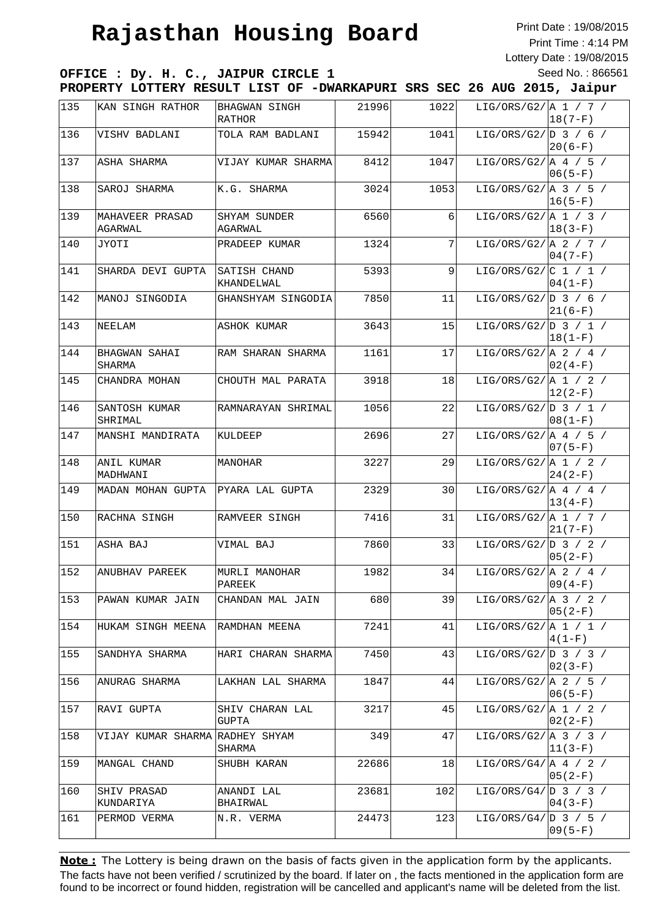# Rajasthan Housing Board

Print Date : 19/08/2015
Print Time : 4:14 PM
Lottery Date : 19/08/2015
Seed No. : 866561

**OFFICE : Dy. H. C., JAIPUR CIRCLE 1**

**PROPERTY LOTTERY RESULT LIST OF -DWARKAPURI SRS SEC 26 AUG 2015, Jaipur**

| | | | | | | |
|---|---|---|---|---|---|---|
| 135 | KAN SINGH RATHOR | BHAGWAN SINGH RATHOR | 21996 | 1022 | LIG/ORS/G2/ | A 1 / 7 / 18(7-F) |
| 136 | VISHV BADLANI | TOLA RAM BADLANI | 15942 | 1041 | LIG/ORS/G2/ | D 3 / 6 / 20(6-F) |
| 137 | ASHA SHARMA | VIJAY KUMAR SHARMA | 8412 | 1047 | LIG/ORS/G2/ | A 4 / 5 / 06(5-F) |
| 138 | SAROJ SHARMA | K.G. SHARMA | 3024 | 1053 | LIG/ORS/G2/ | A 3 / 5 / 16(5-F) |
| 139 | MAHAVEER PRASAD AGARWAL | SHYAM SUNDER AGARWAL | 6560 | 6 | LIG/ORS/G2/ | A 1 / 3 / 18(3-F) |
| 140 | JYOTI | PRADEEP KUMAR | 1324 | 7 | LIG/ORS/G2/ | A 2 / 7 / 04(7-F) |
| 141 | SHARDA DEVI GUPTA | SATISH CHAND KHANDELWAL | 5393 | 9 | LIG/ORS/G2/ | C 1 / 1 / 04(1-F) |
| 142 | MANOJ SINGODIA | GHANSHYAM SINGODIA | 7850 | 11 | LIG/ORS/G2/ | D 3 / 6 / 21(6-F) |
| 143 | NEELAM | ASHOK KUMAR | 3643 | 15 | LIG/ORS/G2/ | D 3 / 1 / 18(1-F) |
| 144 | BHAGWAN SAHAI SHARMA | RAM SHARAN SHARMA | 1161 | 17 | LIG/ORS/G2/ | A 2 / 4 / 02(4-F) |
| 145 | CHANDRA MOHAN | CHOUTH MAL PARATA | 3918 | 18 | LIG/ORS/G2/ | A 1 / 2 / 12(2-F) |
| 146 | SANTOSH KUMAR SHRIMAL | RAMNARAYAN SHRIMAL | 1056 | 22 | LIG/ORS/G2/ | D 3 / 1 / 08(1-F) |
| 147 | MANSHI MANDIRATA | KULDEEP | 2696 | 27 | LIG/ORS/G2/ | A 4 / 5 / 07(5-F) |
| 148 | ANIL KUMAR MADHWANI | MANOHAR | 3227 | 29 | LIG/ORS/G2/ | A 1 / 2 / 24(2-F) |
| 149 | MADAN MOHAN GUPTA | PYARA LAL GUPTA | 2329 | 30 | LIG/ORS/G2/ | A 4 / 4 / 13(4-F) |
| 150 | RACHNA SINGH | RAMVEER SINGH | 7416 | 31 | LIG/ORS/G2/ | A 1 / 7 / 21(7-F) |
| 151 | ASHA BAJ | VIMAL BAJ | 7860 | 33 | LIG/ORS/G2/ | D 3 / 2 / 05(2-F) |
| 152 | ANUBHAV PAREEK | MURLI MANOHAR PAREEK | 1982 | 34 | LIG/ORS/G2/ | A 2 / 4 / 09(4-F) |
| 153 | PAWAN KUMAR JAIN | CHANDAN MAL JAIN | 680 | 39 | LIG/ORS/G2/ | A 3 / 2 / 05(2-F) |
| 154 | HUKAM SINGH MEENA | RAMDHAN MEENA | 7241 | 41 | LIG/ORS/G2/ | A 1 / 1 / 4(1-F) |
| 155 | SANDHYA SHARMA | HARI CHARAN SHARMA | 7450 | 43 | LIG/ORS/G2/ | D 3 / 3 / 02(3-F) |
| 156 | ANURAG SHARMA | LAKHAN LAL SHARMA | 1847 | 44 | LIG/ORS/G2/ | A 2 / 5 / 06(5-F) |
| 157 | RAVI GUPTA | SHIV CHARAN LAL GUPTA | 3217 | 45 | LIG/ORS/G2/ | A 1 / 2 / 02(2-F) |
| 158 | VIJAY KUMAR SHARMA | RADHEY SHYAM SHARMA | 349 | 47 | LIG/ORS/G2/ | A 3 / 3 / 11(3-F) |
| 159 | MANGAL CHAND | SHUBH KARAN | 22686 | 18 | LIG/ORS/G4/ | A 4 / 2 / 05(2-F) |
| 160 | SHIV PRASAD KUNDARIYA | ANANDI LAL BHAIRWAL | 23681 | 102 | LIG/ORS/G4/ | D 3 / 3 / 04(3-F) |
| 161 | PERMOD VERMA | N.R. VERMA | 24473 | 123 | LIG/ORS/G4/ | D 3 / 5 / 09(5-F) |

**Note :** The Lottery is being drawn on the basis of facts given in the application form by the applicants. The facts have not been verified / scrutinized by the board. If later on , the facts mentioned in the application form are found to be incorrect or found hidden, registration will be cancelled and applicant's name will be deleted from the list.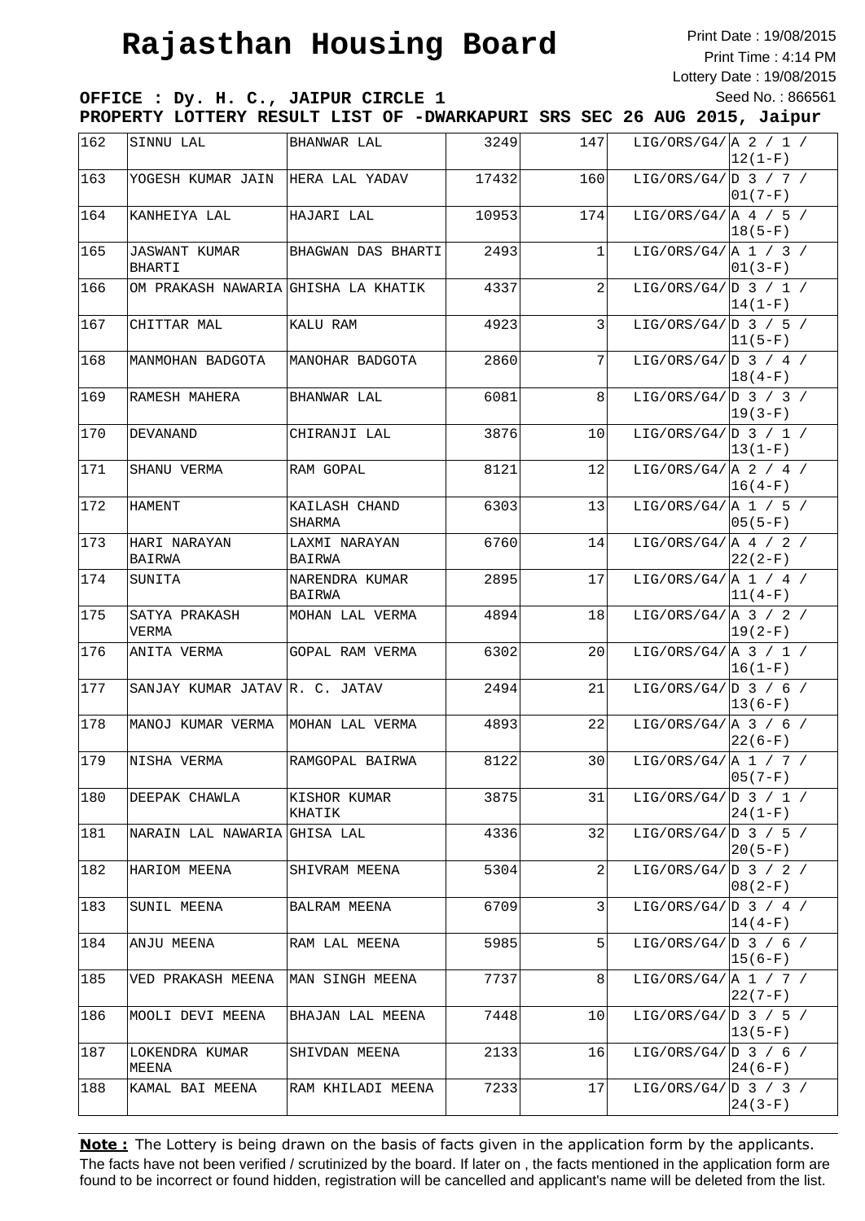# Rajasthan Housing Board

Print Date : 19/08/2015
Print Time : 4:14 PM
Lottery Date : 19/08/2015
Seed No. : 866561

**OFFICE : Dy. H. C., JAIPUR CIRCLE 1**

**PROPERTY LOTTERY RESULT LIST OF -DWARKAPURI SRS SEC 26 AUG 2015, Jaipur**

| | | | | | | |
|---|---|---|---|---|---|---|
| 162 | SINNU LAL | BHANWAR LAL | 3249 | 147 | LIG/ORS/G4/ | A 2 / 1 / 12(1-F) |
| 163 | YOGESH KUMAR JAIN | HERA LAL YADAV | 17432 | 160 | LIG/ORS/G4/ | D 3 / 7 / 01(7-F) |
| 164 | KANHEIYA LAL | HAJARI LAL | 10953 | 174 | LIG/ORS/G4/ | A 4 / 5 / 18(5-F) |
| 165 | JASWANT KUMAR BHARTI | BHAGWAN DAS BHARTI | 2493 | 1 | LIG/ORS/G4/ | A 1 / 3 / 01(3-F) |
| 166 | OM PRAKASH NAWARIA | GHISHA LA KHATIK | 4337 | 2 | LIG/ORS/G4/ | D 3 / 1 / 14(1-F) |
| 167 | CHITTAR MAL | KALU RAM | 4923 | 3 | LIG/ORS/G4/ | D 3 / 5 / 11(5-F) |
| 168 | MANMOHAN BADGOTA | MANOHAR BADGOTA | 2860 | 7 | LIG/ORS/G4/ | D 3 / 4 / 18(4-F) |
| 169 | RAMESH MAHERA | BHANWAR LAL | 6081 | 8 | LIG/ORS/G4/ | D 3 / 3 / 19(3-F) |
| 170 | DEVANAND | CHIRANJI LAL | 3876 | 10 | LIG/ORS/G4/ | D 3 / 1 / 13(1-F) |
| 171 | SHANU VERMA | RAM GOPAL | 8121 | 12 | LIG/ORS/G4/ | A 2 / 4 / 16(4-F) |
| 172 | HAMENT | KAILASH CHAND SHARMA | 6303 | 13 | LIG/ORS/G4/ | A 1 / 5 / 05(5-F) |
| 173 | HARI NARAYAN BAIRWA | LAXMI NARAYAN BAIRWA | 6760 | 14 | LIG/ORS/G4/ | A 4 / 2 / 22(2-F) |
| 174 | SUNITA | NARENDRA KUMAR BAIRWA | 2895 | 17 | LIG/ORS/G4/ | A 1 / 4 / 11(4-F) |
| 175 | SATYA PRAKASH VERMA | MOHAN LAL VERMA | 4894 | 18 | LIG/ORS/G4/ | A 3 / 2 / 19(2-F) |
| 176 | ANITA VERMA | GOPAL RAM VERMA | 6302 | 20 | LIG/ORS/G4/ | A 3 / 1 / 16(1-F) |
| 177 | SANJAY KUMAR JATAV | R. C. JATAV | 2494 | 21 | LIG/ORS/G4/ | D 3 / 6 / 13(6-F) |
| 178 | MANOJ KUMAR VERMA | MOHAN LAL VERMA | 4893 | 22 | LIG/ORS/G4/ | A 3 / 6 / 22(6-F) |
| 179 | NISHA VERMA | RAMGOPAL BAIRWA | 8122 | 30 | LIG/ORS/G4/ | A 1 / 7 / 05(7-F) |
| 180 | DEEPAK CHAWLA | KISHOR KUMAR KHATIK | 3875 | 31 | LIG/ORS/G4/ | D 3 / 1 / 24(1-F) |
| 181 | NARAIN LAL NAWARIA | GHISA LAL | 4336 | 32 | LIG/ORS/G4/ | D 3 / 5 / 20(5-F) |
| 182 | HARIOM MEENA | SHIVRAM MEENA | 5304 | 2 | LIG/ORS/G4/ | D 3 / 2 / 08(2-F) |
| 183 | SUNIL MEENA | BALRAM MEENA | 6709 | 3 | LIG/ORS/G4/ | D 3 / 4 / 14(4-F) |
| 184 | ANJU MEENA | RAM LAL MEENA | 5985 | 5 | LIG/ORS/G4/ | D 3 / 6 / 15(6-F) |
| 185 | VED PRAKASH MEENA | MAN SINGH MEENA | 7737 | 8 | LIG/ORS/G4/ | A 1 / 7 / 22(7-F) |
| 186 | MOOLI DEVI MEENA | BHAJAN LAL MEENA | 7448 | 10 | LIG/ORS/G4/ | D 3 / 5 / 13(5-F) |
| 187 | LOKENDRA KUMAR MEENA | SHIVDAN MEENA | 2133 | 16 | LIG/ORS/G4/ | D 3 / 6 / 24(6-F) |
| 188 | KAMAL BAI MEENA | RAM KHILADI MEENA | 7233 | 17 | LIG/ORS/G4/ | D 3 / 3 / 24(3-F) |

**Note :** The Lottery is being drawn on the basis of facts given in the application form by the applicants. The facts have not been verified / scrutinized by the board. If later on , the facts mentioned in the application form are found to be incorrect or found hidden, registration will be cancelled and applicant's name will be deleted from the list.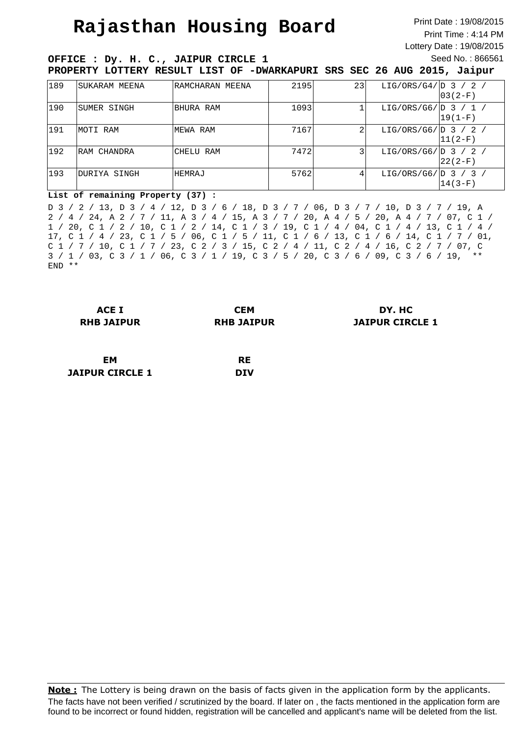# Rajasthan Housing Board

Print Date : 19/08/2015
Print Time : 4:14 PM
Lottery Date : 19/08/2015
Seed No. : 866561

**OFFICE : Dy. H. C., JAIPUR CIRCLE 1**

**PROPERTY LOTTERY RESULT LIST OF -DWARKAPURI SRS SEC 26 AUG 2015, Jaipur**

| | | | | | | |
|---|---|---|---|---|---|---|
| 189 | SUKARAM MEENA | RAMCHARAN MEENA | 2195 | 23 | LIG/ORS/G4/ | D 3 / 2 / 03(2-F) |
| 190 | SUMER SINGH | BHURA RAM | 1093 | 1 | LIG/ORS/G6/ | D 3 / 1 / 19(1-F) |
| 191 | MOTI RAM | MEWA RAM | 7167 | 2 | LIG/ORS/G6/ | D 3 / 2 / 11(2-F) |
| 192 | RAM CHANDRA | CHELU RAM | 7472 | 3 | LIG/ORS/G6/ | D 3 / 2 / 22(2-F) |
| 193 | DURIYA SINGH | HEMRAJ | 5762 | 4 | LIG/ORS/G6/ | D 3 / 3 / 14(3-F) |

**List of remaining Property (37) :**

D 3 / 2 / 13, D 3 / 4 / 12, D 3 / 6 / 18, D 3 / 7 / 06, D 3 / 7 / 10, D 3 / 7 / 19, A 2 / 4 / 24, A 2 / 7 / 11, A 3 / 4 / 15, A 3 / 7 / 20, A 4 / 5 / 20, A 4 / 7 / 07, C 1 / 1 / 20, C 1 / 2 / 10, C 1 / 2 / 14, C 1 / 3 / 19, C 1 / 4 / 04, C 1 / 4 / 13, C 1 / 4 / 17, C 1 / 4 / 23, C 1 / 5 / 06, C 1 / 5 / 11, C 1 / 6 / 13, C 1 / 6 / 14, C 1 / 7 / 01, C 1 / 7 / 10, C 1 / 7 / 23, C 2 / 3 / 15, C 2 / 4 / 11, C 2 / 4 / 16, C 2 / 7 / 07, C 3 / 1 / 03, C 3 / 1 / 06, C 3 / 1 / 19, C 3 / 5 / 20, C 3 / 6 / 09, C 3 / 6 / 19, ** END **

**ACE I**
**RHB JAIPUR**

**CEM**
**RHB JAIPUR**

**DY. HC**
**JAIPUR CIRCLE 1**

**EM**
**JAIPUR CIRCLE 1**

**RE**
**DIV**

**Note :** The Lottery is being drawn on the basis of facts given in the application form by the applicants. The facts have not been verified / scrutinized by the board. If later on , the facts mentioned in the application form are found to be incorrect or found hidden, registration will be cancelled and applicant's name will be deleted from the list.